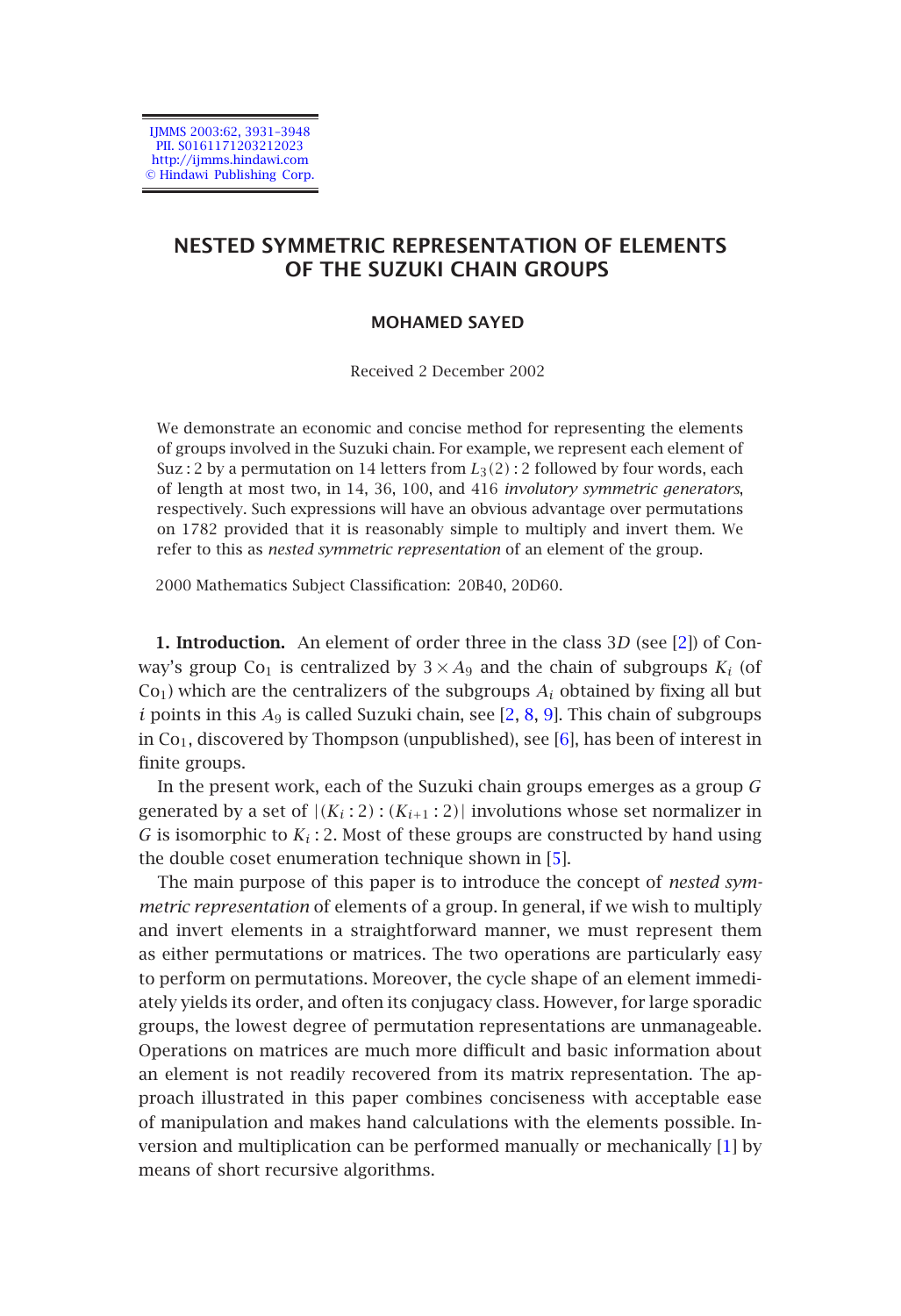# NESTED SYMMETRIC REPRESENTATION OF ELEMENTS OF THE SUZUKI CHAIN GROUPS

**MOHAMED SAYED**

Received 2 December 2002

We demonstrate an economic and concise method for representing the elements of groups involved in the Suzuki chain. For example, we represent each element of $\mathrm{Suz}:2$ by a permutation on 14 letters from $L_3(2):2$ followed by four words, each of length at most two, in 14, 36, 100, and 416 *involutory symmetric generators*, respectively. Such expressions will have an obvious advantage over permutations on 1782 provided that it is reasonably simple to multiply and invert them. We refer to this as *nested symmetric representation* of an element of the group.

2000 Mathematics Subject Classification: 20B40, 20D60.

**1. Introduction.** An element of order three in the class $3D$ (see [2]) of Conway's group $\mathrm{Co}_1$ is centralized by $3 \times A_9$ and the chain of subgroups $K_i$ (of $\mathrm{Co}_1$) which are the centralizers of the subgroups $A_i$ obtained by fixing all but $i$ points in this $A_9$ is called Suzuki chain, see [2, 8, 9]. This chain of subgroups in $\mathrm{Co}_1$, discovered by Thompson (unpublished), see [6], has been of interest in finite groups.

In the present work, each of the Suzuki chain groups emerges as a group $G$ generated by a set of $|(K_i:2):(K_{i+1}:2)|$ involutions whose set normalizer in $G$ is isomorphic to $K_i:2$. Most of these groups are constructed by hand using the double coset enumeration technique shown in [5].

The main purpose of this paper is to introduce the concept of *nested symmetric representation* of elements of a group. In general, if we wish to multiply and invert elements in a straightforward manner, we must represent them as either permutations or matrices. The two operations are particularly easy to perform on permutations. Moreover, the cycle shape of an element immediately yields its order, and often its conjugacy class. However, for large sporadic groups, the lowest degree of permutation representations are unmanageable. Operations on matrices are much more difficult and basic information about an element is not readily recovered from its matrix representation. The approach illustrated in this paper combines conciseness with acceptable ease of manipulation and makes hand calculations with the elements possible. Inversion and multiplication can be performed manually or mechanically [1] by means of short recursive algorithms.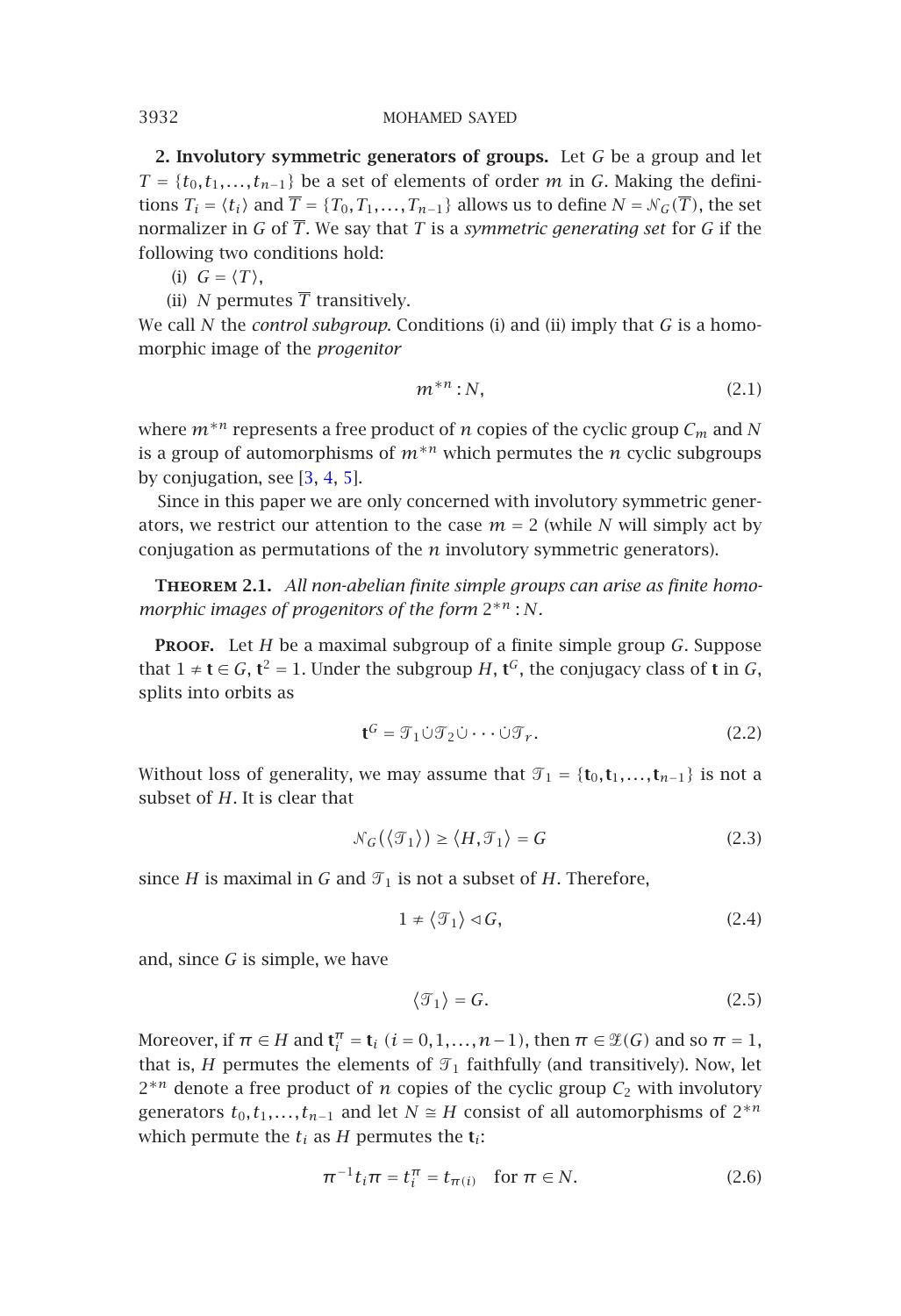**2. Involutory symmetric generators of groups.** Let $G$ be a group and let $T = \{t_0, t_1, \ldots, t_{n-1}\}$ be a set of elements of order $m$ in $G$. Making the definitions $T_i = \langle t_i \rangle$ and $\overline{T} = \{T_0, T_1, \ldots, T_{n-1}\}$ allows us to define $N = \mathcal{N}_G(\overline{T})$, the set normalizer in $G$ of $\overline{T}$. We say that $T$ is a *symmetric generating set* for $G$ if the following two conditions hold:

(i) $G = \langle T \rangle$,

(ii) $N$ permutes $\overline{T}$ transitively.

We call $N$ the *control subgroup*. Conditions (i) and (ii) imply that $G$ is a homomorphic image of the *progenitor*

$$m^{*n} : N, \tag{2.1}$$

where $m^{*n}$ represents a free product of $n$ copies of the cyclic group $C_m$ and $N$ is a group of automorphisms of $m^{*n}$ which permutes the $n$ cyclic subgroups by conjugation, see [3, 4, 5].

Since in this paper we are only concerned with involutory symmetric generators, we restrict our attention to the case $m = 2$ (while $N$ will simply act by conjugation as permutations of the $n$ involutory symmetric generators).

**Theorem 2.1.** *All non-abelian finite simple groups can arise as finite homomorphic images of progenitors of the form* $2^{*n} : N$.

**Proof.** Let $H$ be a maximal subgroup of a finite simple group $G$. Suppose that $1 \neq \mathbf{t} \in G$, $\mathbf{t}^2 = 1$. Under the subgroup $H$, $\mathbf{t}^G$, the conjugacy class of $\mathbf{t}$ in $G$, splits into orbits as

$$\mathbf{t}^G = \mathcal{T}_1 \dot{\cup} \mathcal{T}_2 \dot{\cup} \cdots \dot{\cup} \mathcal{T}_r. \tag{2.2}$$

Without loss of generality, we may assume that $\mathcal{T}_1 = \{\mathbf{t}_0, \mathbf{t}_1, \ldots, \mathbf{t}_{n-1}\}$ is not a subset of $H$. It is clear that

$$\mathcal{N}_G(\langle \mathcal{T}_1 \rangle) \geq \langle H, \mathcal{T}_1 \rangle = G \tag{2.3}$$

since $H$ is maximal in $G$ and $\mathcal{T}_1$ is not a subset of $H$. Therefore,

$$1 \neq \langle \mathcal{T}_1 \rangle \lhd G, \tag{2.4}$$

and, since $G$ is simple, we have

$$\langle \mathcal{T}_1 \rangle = G. \tag{2.5}$$

Moreover, if $\pi \in H$ and $\mathbf{t}_i^\pi = \mathbf{t}_i$ $(i = 0, 1, \ldots, n-1)$, then $\pi \in \mathcal{Z}(G)$ and so $\pi = 1$, that is, $H$ permutes the elements of $\mathcal{T}_1$ faithfully (and transitively). Now, let $2^{*n}$ denote a free product of $n$ copies of the cyclic group $C_2$ with involutory generators $t_0, t_1, \ldots, t_{n-1}$ and let $N \cong H$ consist of all automorphisms of $2^{*n}$ which permute the $t_i$ as $H$ permutes the $\mathbf{t}_i$:

$$\pi^{-1} t_i \pi = t_i^\pi = t_{\pi(i)} \quad \text{for } \pi \in N. \tag{2.6}$$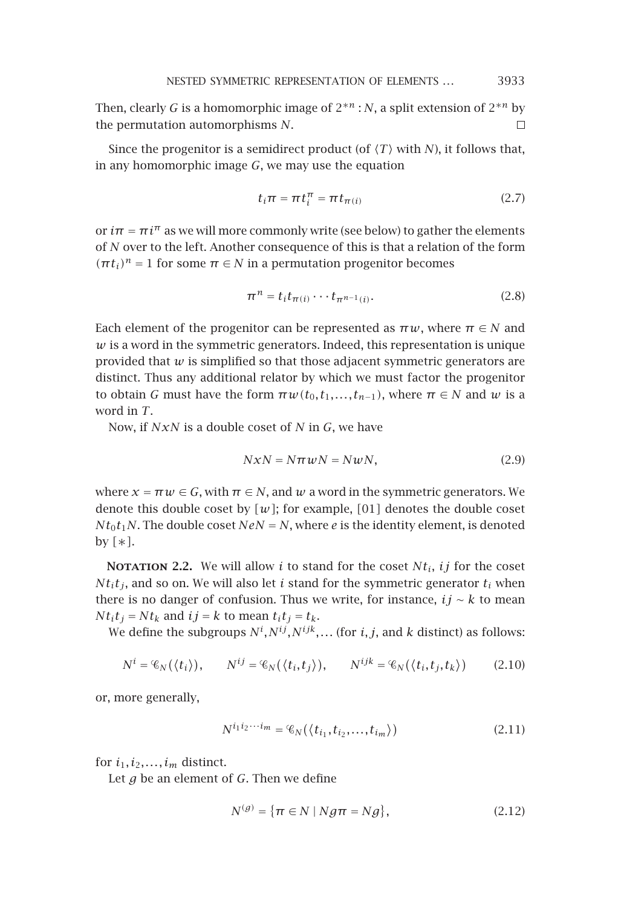Then, clearly $G$ is a homomorphic image of $2^{*n}:N$, a split extension of $2^{*n}$ by the permutation automorphisms $N$. □

Since the progenitor is a semidirect product (of $\langle T\rangle$ with $N$), it follows that, in any homomorphic image $G$, we may use the equation

$$t_i\pi = \pi t_i^{\pi} = \pi t_{\pi(i)} \tag{2.7}$$

or $i\pi = \pi i^{\pi}$ as we will more commonly write (see below) to gather the elements of $N$ over to the left. Another consequence of this is that a relation of the form $(\pi t_i)^n = 1$ for some $\pi \in N$ in a permutation progenitor becomes

$$\pi^n = t_i t_{\pi(i)} \cdots t_{\pi^{n-1}(i)}. \tag{2.8}$$

Each element of the progenitor can be represented as $\pi w$, where $\pi \in N$ and $w$ is a word in the symmetric generators. Indeed, this representation is unique provided that $w$ is simplified so that those adjacent symmetric generators are distinct. Thus any additional relator by which we must factor the progenitor to obtain $G$ must have the form $\pi w(t_0, t_1, \ldots, t_{n-1})$, where $\pi \in N$ and $w$ is a word in $T$.

Now, if $NxN$ is a double coset of $N$ in $G$, we have

$$NxN = N\pi wN = NwN, \tag{2.9}$$

where $x = \pi w \in G$, with $\pi \in N$, and $w$ a word in the symmetric generators. We denote this double coset by $[w]$; for example, $[01]$ denotes the double coset $Nt_0t_1N$. The double coset $NeN = N$, where $e$ is the identity element, is denoted by $[*]$.

**Notation 2.2.** We will allow $i$ to stand for the coset $Nt_i$, $ij$ for the coset $Nt_it_j$, and so on. We will also let $i$ stand for the symmetric generator $t_i$ when there is no danger of confusion. Thus we write, for instance, $ij \sim k$ to mean $Nt_it_j = Nt_k$ and $ij = k$ to mean $t_it_j = t_k$.

We define the subgroups $N^i, N^{ij}, N^{ijk}, \ldots$ (for $i$, $j$, and $k$ distinct) as follows:

$$N^i = \mathscr{C}_N(\langle t_i\rangle), \qquad N^{ij} = \mathscr{C}_N(\langle t_i, t_j\rangle), \qquad N^{ijk} = \mathscr{C}_N(\langle t_i, t_j, t_k\rangle) \tag{2.10}$$

or, more generally,

$$N^{i_1 i_2 \cdots i_m} = \mathscr{C}_N(\langle t_{i_1}, t_{i_2}, \ldots, t_{i_m}\rangle) \tag{2.11}$$

for $i_1, i_2, \ldots, i_m$ distinct.

Let $g$ be an element of $G$. Then we define

$$N^{(g)} = \{\pi \in N \mid Ng\pi = Ng\}, \tag{2.12}$$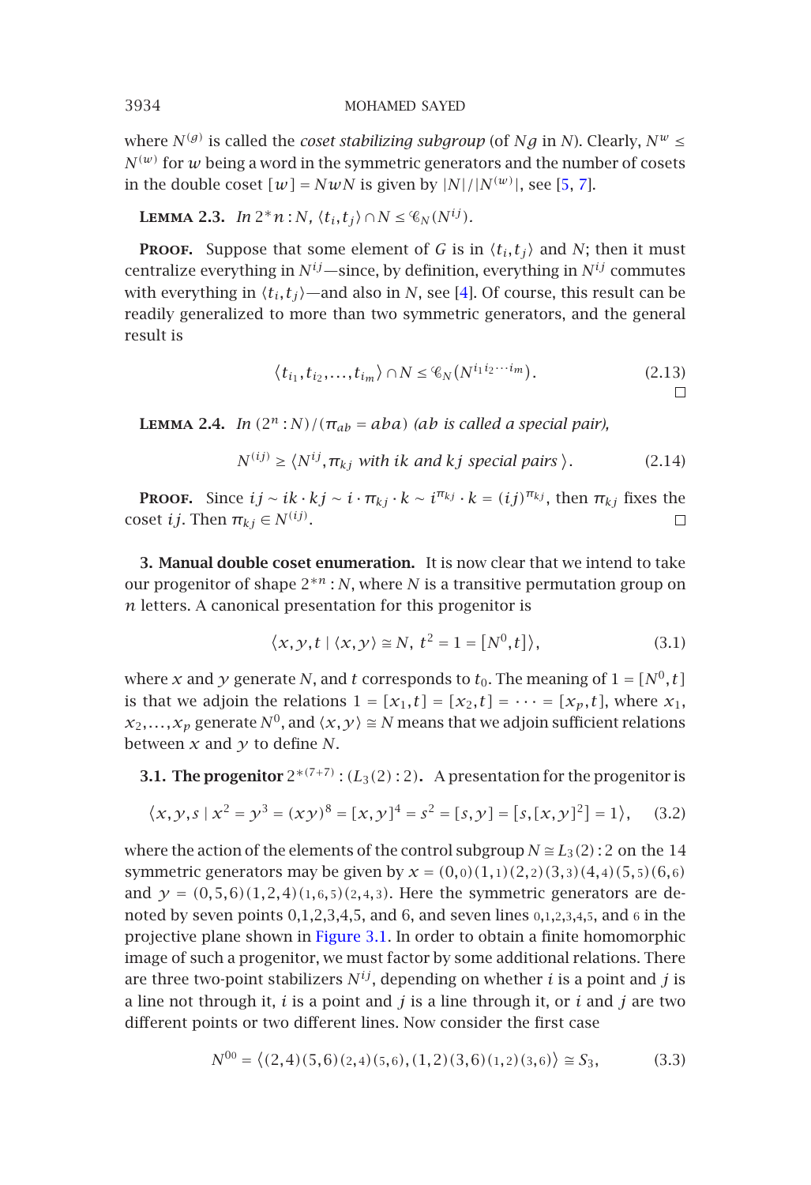where $N^{(g)}$ is called the *coset stabilizing subgroup* (of $Ng$ in $N$). Clearly, $N^w \le N^{(w)}$ for $w$ being a word in the symmetric generators and the number of cosets in the double coset $[w] = NwN$ is given by $|N|/|N^{(w)}|$, see [5, 7].

**Lemma 2.3.** *In* $2^*n : N$, $\langle t_i, t_j\rangle \cap N \le \mathscr{C}_N(N^{ij})$.

**Proof.** Suppose that some element of $G$ is in $\langle t_i, t_j\rangle$ and $N$; then it must centralize everything in $N^{ij}$—since, by definition, everything in $N^{ij}$ commutes with everything in $\langle t_i, t_j\rangle$—and also in $N$, see [4]. Of course, this result can be readily generalized to more than two symmetric generators, and the general result is

$$\langle t_{i_1}, t_{i_2}, \dots, t_{i_m}\rangle \cap N \le \mathscr{C}_N(N^{i_1 i_2 \cdots i_m}). \tag{2.13}$$

□

**Lemma 2.4.** *In* $(2^n : N)/(\pi_{ab} = aba)$ *($ab$ is called a special pair),*

$$N^{(ij)} \ge \langle N^{ij}, \pi_{kj} \text{ with } ik \text{ and } kj \text{ special pairs}\rangle. \tag{2.14}$$

**Proof.** Since $ij \sim ik \cdot kj \sim i \cdot \pi_{kj} \cdot k \sim i^{\pi_{kj}} \cdot k = (ij)^{\pi_{kj}}$, then $\pi_{kj}$ fixes the coset $ij$. Then $\pi_{kj} \in N^{(ij)}$. □

## 3. Manual double coset enumeration.

It is now clear that we intend to take our progenitor of shape $2^{*n} : N$, where $N$ is a transitive permutation group on $n$ letters. A canonical presentation for this progenitor is

$$\langle x, y, t \mid \langle x, y\rangle \cong N,\ t^2 = 1 = [N^0, t]\rangle, \tag{3.1}$$

where $x$ and $y$ generate $N$, and $t$ corresponds to $t_0$. The meaning of $1 = [N^0, t]$ is that we adjoin the relations $1 = [x_1, t] = [x_2, t] = \cdots = [x_p, t]$, where $x_1, x_2, \dots, x_p$ generate $N^0$, and $\langle x, y\rangle \cong N$ means that we adjoin sufficient relations between $x$ and $y$ to define $N$.

### 3.1. The progenitor $2^{*(7+7)} : (L_3(2) : 2)$.

A presentation for the progenitor is

$$\langle x, y, s \mid x^2 = y^3 = (xy)^8 = [x, y]^4 = s^2 = [s, y] = [s, [x, y]^2] = 1\rangle, \tag{3.2}$$

where the action of the elements of the control subgroup $N \cong L_3(2) : 2$ on the 14 symmetric generators may be given by $x = (0, \mathrm{0})(1, \mathrm{1})(2, \mathrm{2})(3, \mathrm{3})(4, \mathrm{4})(5, \mathrm{5})(6, \mathrm{6})$ and $y = (0, 5, 6)(1, 2, 4)(\mathrm{1}, \mathrm{6}, \mathrm{5})(\mathrm{2}, \mathrm{4}, \mathrm{3})$. Here the symmetric generators are denoted by seven points 0,1,2,3,4,5, and 6, and seven lines $\mathrm{0,1,2,3,4,5}$, and $\mathrm{6}$ in the projective plane shown in Figure 3.1. In order to obtain a finite homomorphic image of such a progenitor, we must factor by some additional relations. There are three two-point stabilizers $N^{ij}$, depending on whether $i$ is a point and $j$ is a line not through it, $i$ is a point and $j$ is a line through it, or $i$ and $j$ are two different points or two different lines. Now consider the first case

$$N^{0\mathrm{0}} = \langle (2, 4)(5, 6)(\mathrm{2}, \mathrm{4})(\mathrm{5}, \mathrm{6}), (1, 2)(3, 6)(\mathrm{1}, \mathrm{2})(\mathrm{3}, \mathrm{6})\rangle \cong S_3, \tag{3.3}$$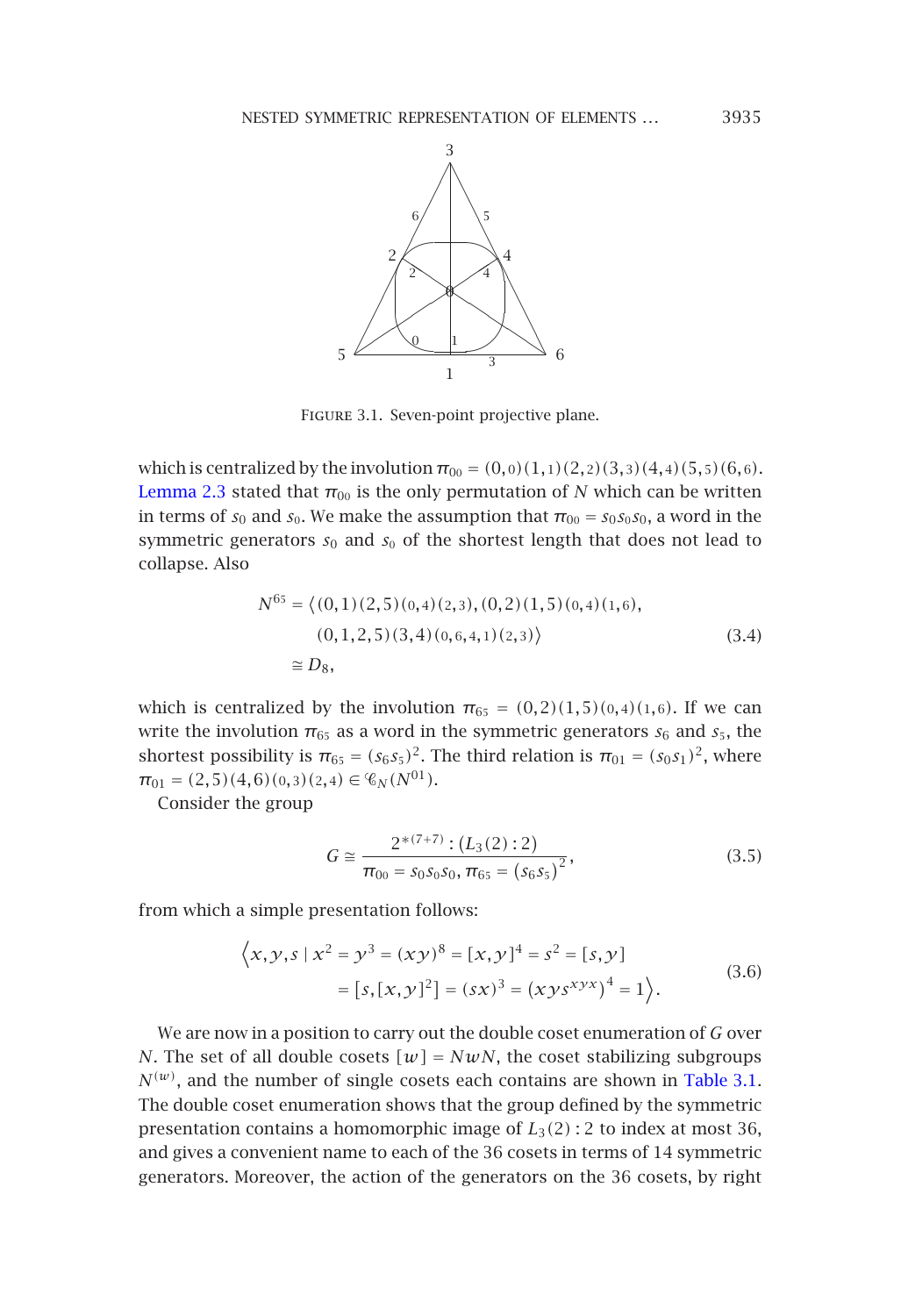FIGURE 3.1. Seven-point projective plane.

which is centralized by the involution $\pi_{00} = (0,\mathit{0})(1,\mathit{1})(2,\mathit{2})(3,\mathit{3})(4,\mathit{4})(5,\mathit{5})(6,\mathit{6})$. Lemma 2.3 stated that $\pi_{00}$ is the only permutation of $N$ which can be written in terms of $s_0$ and $s_{\mathit{0}}$. We make the assumption that $\pi_{00} = s_0 s_{\mathit{0}} s_0$, a word in the symmetric generators $s_0$ and $s_{\mathit{0}}$ of the shortest length that does not lead to collapse. Also

$$
\begin{aligned}
N^{6\mathit{5}} = \langle & (0,1)(2,5)(\mathit{0},\mathit{4})(\mathit{2},\mathit{3}), (0,2)(1,5)(\mathit{0},\mathit{4})(\mathit{1},\mathit{6}), \\
& (0,1,2,5)(3,4)(\mathit{0},\mathit{6},\mathit{4},\mathit{1})(\mathit{2},\mathit{3})\rangle \\
\cong {} & D_8,
\end{aligned}
\tag{3.4}
$$

which is centralized by the involution $\pi_{6\mathit{5}} = (0,2)(1,5)(\mathit{0},\mathit{4})(\mathit{1},\mathit{6})$. If we can write the involution $\pi_{6\mathit{5}}$ as a word in the symmetric generators $s_6$ and $s_{\mathit{5}}$, the shortest possibility is $\pi_{6\mathit{5}} = (s_6 s_{\mathit{5}})^2$. The third relation is $\pi_{01} = (s_0 s_1)^2$, where $\pi_{01} = (2,5)(4,6)(\mathit{0},\mathit{3})(\mathit{2},\mathit{4}) \in \mathscr{C}_N(N^{01})$.

Consider the group

$$
G \cong \frac{2^{*(7+7)} : (L_3(2):2)}{\pi_{00} = s_0 s_{\mathit{0}} s_0,\ \pi_{6\mathit{5}} = (s_6 s_{\mathit{5}})^2},
\tag{3.5}
$$

from which a simple presentation follows:

$$
\begin{aligned}
\Big\langle x, y, s \mid x^2 = y^3 = (xy)^8 = [x,y]^4 = s^2 = [s,y] \\
= [s,[x,y]^2] = (sx)^3 = (xys^{xyx})^4 = 1 \Big\rangle.
\end{aligned}
\tag{3.6}
$$

We are now in a position to carry out the double coset enumeration of $G$ over $N$. The set of all double cosets $[w] = NwN$, the coset stabilizing subgroups $N^{(w)}$, and the number of single cosets each contains are shown in Table 3.1. The double coset enumeration shows that the group defined by the symmetric presentation contains a homomorphic image of $L_3(2):2$ to index at most 36, and gives a convenient name to each of the 36 cosets in terms of 14 symmetric generators. Moreover, the action of the generators on the 36 cosets, by right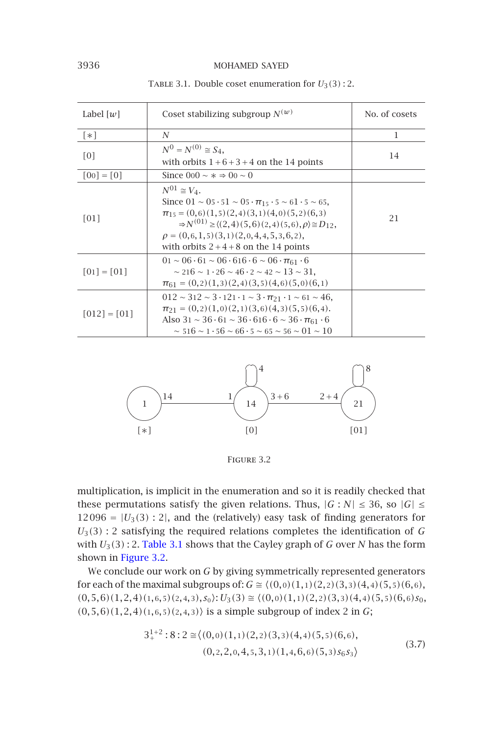TABLE 3.1. Double coset enumeration for $U_3(3):2$.

| Label $[w]$ | Coset stabilizing subgroup $N^{(w)}$ | No. of cosets |
|---|---|---|
| $[*]$ | $N$ | 1 |
| $[0]$ | $N^0 = N^{(0)} \cong S_4$, with orbits $1+6+3+4$ on the 14 points | 14 |
| $[00]=[0]$ | Since $000 \sim * \Rightarrow 00 \sim 0$ | |
| $[01]$ | $N^{01} \cong V_4$. Since $01 \sim 05 \cdot 51 \sim 05 \cdot \pi_{15} \cdot 5 \sim 61 \cdot 5 \sim 65$, $\pi_{15} = (0,6)(1,5)(2,4)(3,1)(4,0)(5,2)(6,3)$ $\Rightarrow N^{(01)} \geq \langle (2,4)(5,6)(2,4)(5,6), \rho \rangle \cong D_{12}$, $\rho = (0,6,1,5)(3,1)(2,0,4,4,5,3,6,2)$, with orbits $2+4+8$ on the 14 points | 21 |
| $[01]=[01]$ | $01 \sim 06 \cdot 61 \sim 06 \cdot 616 \cdot 6 \sim 06 \cdot \pi_{61} \cdot 6$ $\sim 216 \sim 1 \cdot 26 \sim 46 \cdot 2 \sim 42 \sim 13 \sim 31$, $\pi_{61} = (0,2)(1,3)(2,4)(3,5)(4,6)(5,0)(6,1)$ | |
| $[012]=[01]$ | $012 \sim 312 \sim 3 \cdot 121 \cdot 1 \sim 3 \cdot \pi_{21} \cdot 1 \sim 61 \sim 46$, $\pi_{21} = (0,2)(1,0)(2,1)(3,6)(4,3)(5,5)(6,4)$. Also $31 \sim 36 \cdot 61 \sim 36 \cdot 616 \cdot 6 \sim 36 \cdot \pi_{61} \cdot 6$ $\sim 516 \sim 1 \cdot 56 \sim 66 \cdot 5 \sim 65 \sim 56 \sim 01 \sim 10$ | |

FIGURE 3.2

multiplication, is implicit in the enumeration and so it is readily checked that these permutations satisfy the given relations. Thus, $|G:N| \leq 36$, so $|G| \leq 12\,096 = |U_3(3):2|$, and the (relatively) easy task of finding generators for $U_3(3):2$ satisfying the required relations completes the identification of $G$ with $U_3(3):2$. Table 3.1 shows that the Cayley graph of $G$ over $N$ has the form shown in Figure 3.2.

We conclude our work on $G$ by giving symmetrically represented generators for each of the maximal subgroups of: $G \cong \langle (0,0)(1,1)(2,2)(3,3)(4,4)(5,5)(6,6), (0,5,6)(1,2,4)(1,6,5)(2,4,3), s_0 \rangle$: $U_3(3) \cong \langle (0,0)(1,1)(2,2)(3,3)(4,4)(5,5)(6,6)s_0, (0,5,6)(1,2,4)(1,6,5)(2,4,3) \rangle$ is a simple subgroup of index 2 in $G$;

$$3_+^{1+2}:8:2 \cong \langle (0,0)(1,1)(2,2)(3,3)(4,4)(5,5)(6,6), (0,2,2,0,4,5,3,1)(1,4,6,6)(5,3)s_6s_3 \rangle \tag{3.7}$$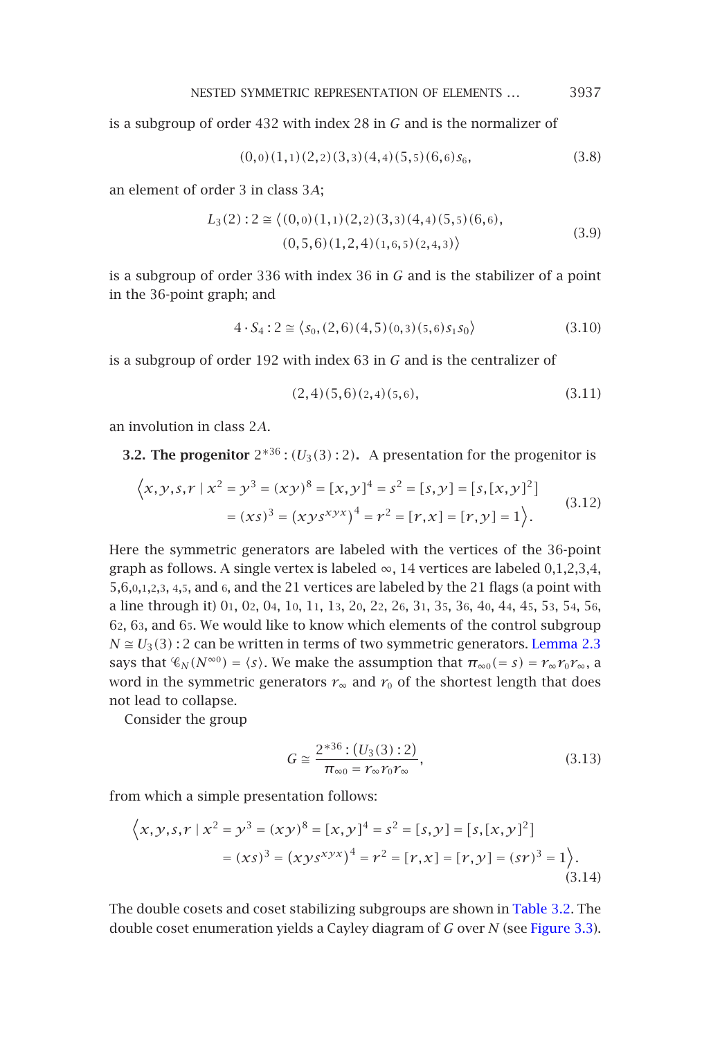is a subgroup of order 432 with index 28 in $G$ and is the normalizer of

$$(0,0)(1,1)(2,2)(3,3)(4,4)(5,5)(6,6)s_6, \tag{3.8}$$

an element of order 3 in class 3$A$;

$$\begin{aligned} L_3(2):2 \cong \langle &(0,0)(1,1)(2,2)(3,3)(4,4)(5,5)(6,6), \\ &(0,5,6)(1,2,4)(1,6,5)(2,4,3)\rangle \end{aligned} \tag{3.9}$$

is a subgroup of order 336 with index 36 in $G$ and is the stabilizer of a point in the 36-point graph; and

$$4\cdot S_4:2 \cong \langle s_0, (2,6)(4,5)(0,3)(5,6)s_1s_0\rangle \tag{3.10}$$

is a subgroup of order 192 with index 63 in $G$ and is the centralizer of

$$(2,4)(5,6)(2,4)(5,6), \tag{3.11}$$

an involution in class 2$A$.

**3.2. The progenitor $2^{*36}:(U_3(3):2)$.** A presentation for the progenitor is

$$\begin{aligned} \Big\langle x,y,s,r \mid x^2 = y^3 = (xy)^8 = [x,y]^4 = s^2 = [s,y] = [s,[x,y]^2] \\ = (xs)^3 = \big(xys^{xyx}\big)^4 = r^2 = [r,x] = [r,y] = 1\Big\rangle. \end{aligned} \tag{3.12}$$

Here the symmetric generators are labeled with the vertices of the 36-point graph as follows. A single vertex is labeled $\infty$, 14 vertices are labeled 0,1,2,3,4, 5,6,0,1,2,3, 4,5, and 6, and the 21 vertices are labeled by the 21 flags (a point with a line through it) 01, 02, 04, 10, 11, 13, 20, 22, 26, 31, 35, 36, 40, 44, 45, 53, 54, 56, 62, 63, and 65. We would like to know which elements of the control subgroup $N \cong U_3(3):2$ can be written in terms of two symmetric generators. Lemma 2.3 says that $\mathscr{C}_N(N^{\infty 0}) = \langle s\rangle$. We make the assumption that $\pi_{\infty 0}(=s) = r_\infty r_0 r_\infty$, a word in the symmetric generators $r_\infty$ and $r_0$ of the shortest length that does not lead to collapse.

Consider the group

$$G \cong \frac{2^{*36}:(U_3(3):2)}{\pi_{\infty 0} = r_\infty r_0 r_\infty}, \tag{3.13}$$

from which a simple presentation follows:

$$\begin{aligned} \Big\langle x,y,s,r \mid x^2 = y^3 = (xy)^8 = [x,y]^4 = s^2 = [s,y] = [s,[x,y]^2] \\ = (xs)^3 = \big(xys^{xyx}\big)^4 = r^2 = [r,x] = [r,y] = (sr)^3 = 1\Big\rangle. \end{aligned} \tag{3.14}$$

The double cosets and coset stabilizing subgroups are shown in Table 3.2. The double coset enumeration yields a Cayley diagram of $G$ over $N$ (see Figure 3.3).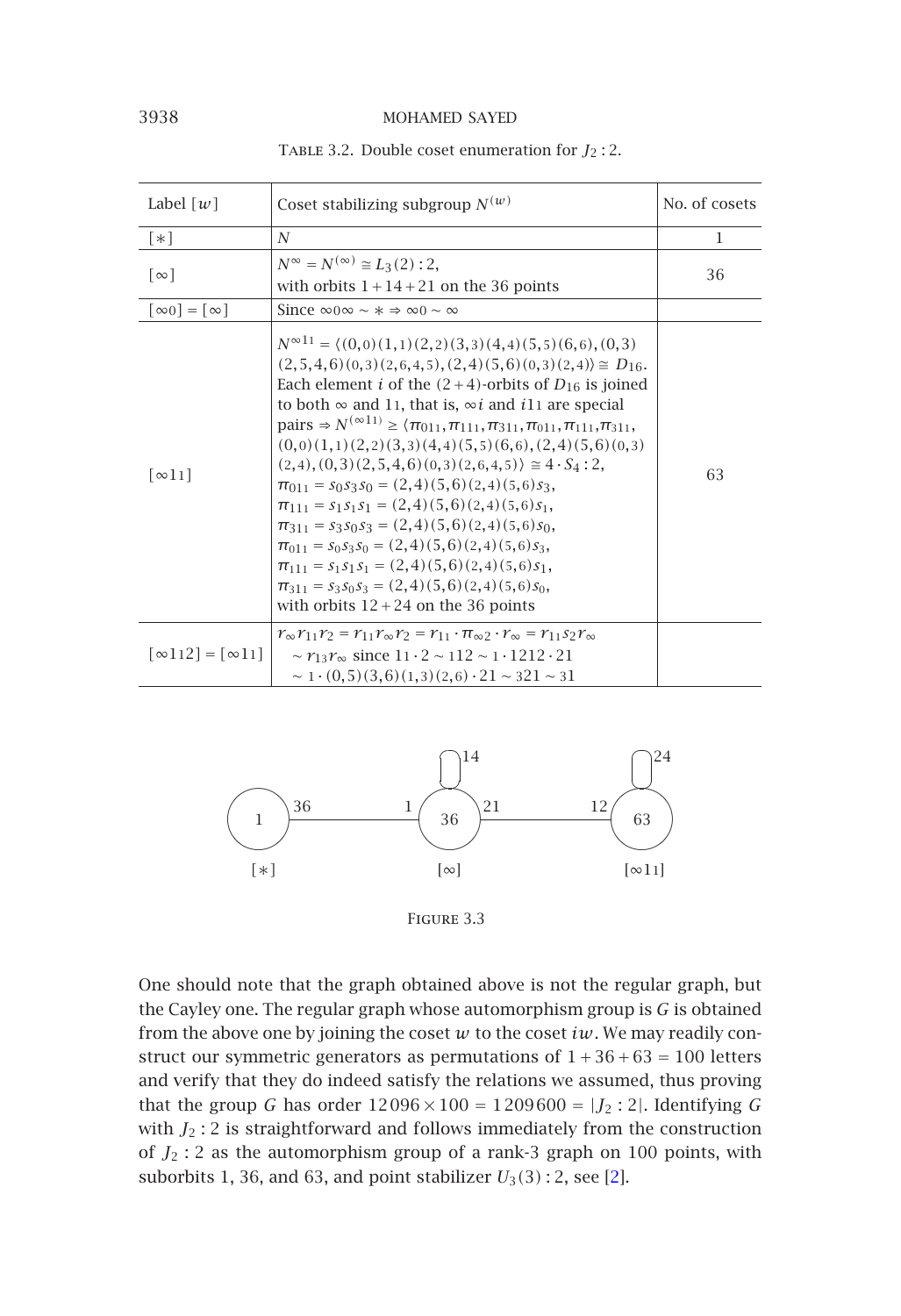Table 3.2. Double coset enumeration for $J_2:2$.

| Label $[w]$ | Coset stabilizing subgroup $N^{(w)}$ | No. of cosets |
| --- | --- | --- |
| $[*]$ | $N$ | 1 |
| $[\infty]$ | $N^{\infty} = N^{(\infty)} \cong L_3(2):2$, with orbits $1+14+21$ on the 36 points | 36 |
| $[\infty 0] = [\infty]$ | Since $\infty 0 \infty \sim * \Rightarrow \infty 0 \sim \infty$ | |
| $[\infty 1_1]$ | $N^{\infty 1_1} = \langle (0,0)(1,1)(2,2)(3,3)(4,4)(5,5)(6,6),(0,3)(2,5,4,6)(0,3)(2,6,4,5),(2,4)(5,6)(0,3)(2,4)\rangle \cong D_{16}$. Each element $i$ of the $(2+4)$-orbits of $D_{16}$ is joined to both $\infty$ and $1_1$, that is, $\infty i$ and $i 1_1$ are special pairs $\Rightarrow N^{(\infty 1_1)} \geq \langle \pi_{01_1}, \pi_{11_1}, \pi_{31_1}, \pi_{01_1}, \pi_{11_1}, \pi_{31_1}, (0,0)(1,1)(2,2)(3,3)(4,4)(5,5)(6,6),(2,4)(5,6)(0,3)(2,4),(0,3)(2,5,4,6)(0,3)(2,6,4,5)\rangle \cong 4\cdot S_4:2$, $\pi_{01_1} = s_0s_3s_0 = (2,4)(5,6)(2,4)(5,6)s_3$, $\pi_{11_1} = s_1s_1s_1 = (2,4)(5,6)(2,4)(5,6)s_1$, $\pi_{31_1} = s_3s_0s_3 = (2,4)(5,6)(2,4)(5,6)s_0$, $\pi_{01_1} = s_0s_3s_0 = (2,4)(5,6)(2,4)(5,6)s_3$, $\pi_{11_1} = s_1s_1s_1 = (2,4)(5,6)(2,4)(5,6)s_1$, $\pi_{31_1} = s_3s_0s_3 = (2,4)(5,6)(2,4)(5,6)s_0$, with orbits $12+24$ on the 36 points | 63 |
| $[\infty 1_1 2] = [\infty 1_1]$ | $r_\infty r_{1_1} r_2 = r_{1_1} r_\infty r_2 = r_{1_1} \cdot \pi_{\infty 2} \cdot r_\infty = r_{1_1} s_2 r_\infty \sim r_{1_3} r_\infty$ since $1_1 \cdot 2 \sim 1_1 2 \sim 1 \cdot 1212 \cdot 2_1 \sim 1 \cdot (0,5)(3,6)(1,3)(2,6) \cdot 2_1 \sim 32_1 \sim 3_1$ | |

Figure 3.3

One should note that the graph obtained above is not the regular graph, but the Cayley one. The regular graph whose automorphism group is $G$ is obtained from the above one by joining the coset $w$ to the coset $iw$. We may readily construct our symmetric generators as permutations of $1+36+63 = 100$ letters and verify that they do indeed satisfy the relations we assumed, thus proving that the group $G$ has order $12096 \times 100 = 1209600 = |J_2:2|$. Identifying $G$ with $J_2:2$ is straightforward and follows immediately from the construction of $J_2:2$ as the automorphism group of a rank-3 graph on 100 points, with suborbits 1, 36, and 63, and point stabilizer $U_3(3):2$, see [2].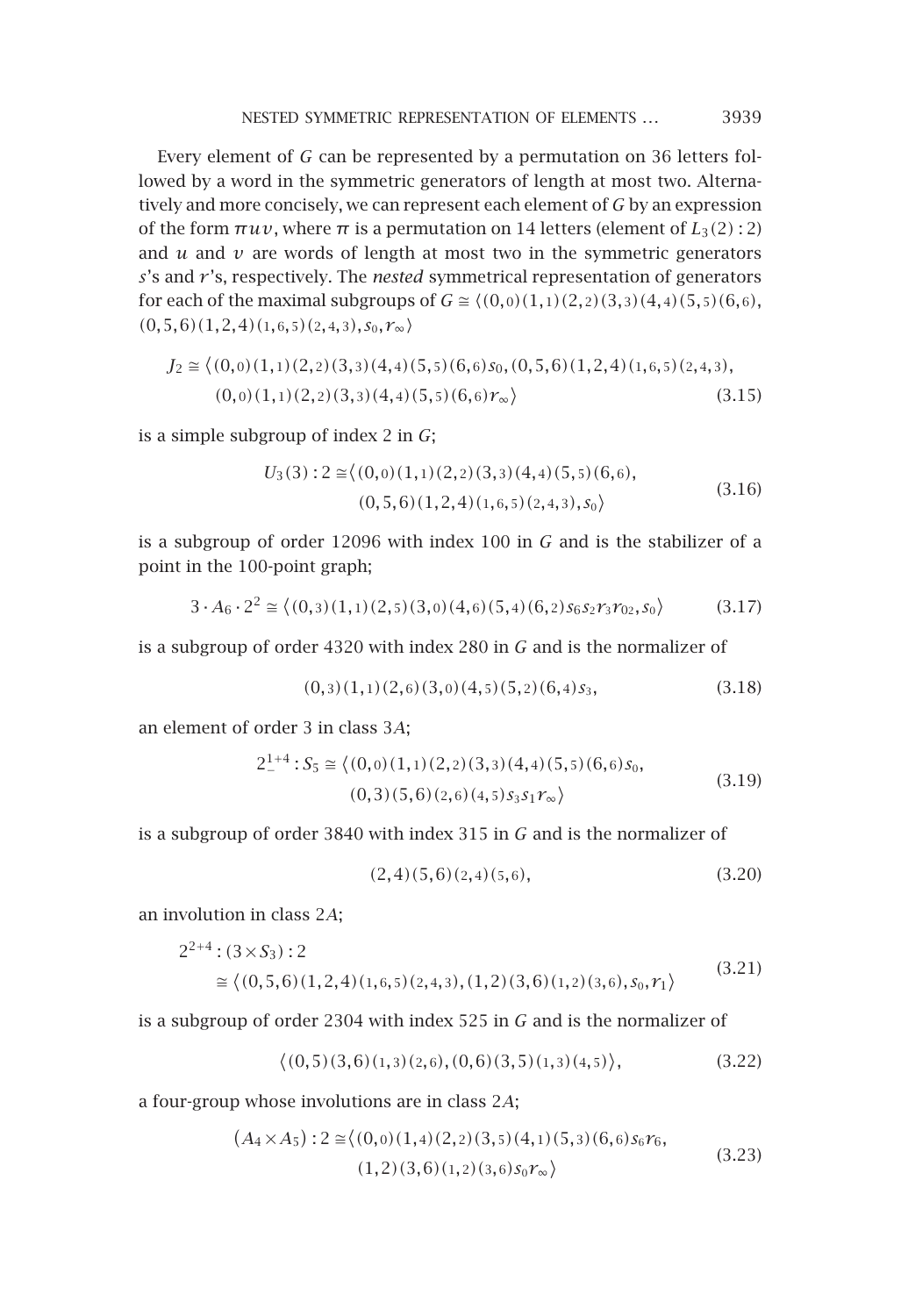Every element of $G$ can be represented by a permutation on 36 letters followed by a word in the symmetric generators of length at most two. Alternatively and more concisely, we can represent each element of $G$ by an expression of the form $\pi u v$, where $\pi$ is a permutation on 14 letters (element of $L_3(2):2$) and $u$ and $v$ are words of length at most two in the symmetric generators $s$'s and $r$'s, respectively. The *nested* symmetrical representation of generators for each of the maximal subgroups of $G \cong \langle (0,0)(1,1)(2,2)(3,3)(4,4)(5,5)(6,6), (0,5,6)(1,2,4)(1,6,5)(2,4,3), s_0, r_\infty \rangle$

$$J_2 \cong \langle (0,0)(1,1)(2,2)(3,3)(4,4)(5,5)(6,6)s_0, (0,5,6)(1,2,4)(1,6,5)(2,4,3), (0,0)(1,1)(2,2)(3,3)(4,4)(5,5)(6,6)r_\infty \rangle \tag{3.15}$$

is a simple subgroup of index 2 in $G$;

$$U_3(3):2 \cong \langle (0,0)(1,1)(2,2)(3,3)(4,4)(5,5)(6,6), (0,5,6)(1,2,4)(1,6,5)(2,4,3), s_0 \rangle \tag{3.16}$$

is a subgroup of order 12096 with index 100 in $G$ and is the stabilizer of a point in the 100-point graph;

$$3\cdot A_6 \cdot 2^2 \cong \langle (0,3)(1,1)(2,5)(3,0)(4,6)(5,4)(6,2)s_6 s_2 r_3 r_{02}, s_0 \rangle \tag{3.17}$$

is a subgroup of order 4320 with index 280 in $G$ and is the normalizer of

$$(0,3)(1,1)(2,6)(3,0)(4,5)(5,2)(6,4)s_3, \tag{3.18}$$

an element of order 3 in class $3A$;

$$2_-^{1+4}:S_5 \cong \langle (0,0)(1,1)(2,2)(3,3)(4,4)(5,5)(6,6)s_0, (0,3)(5,6)(2,6)(4,5)s_3 s_1 r_\infty \rangle \tag{3.19}$$

is a subgroup of order 3840 with index 315 in $G$ and is the normalizer of

$$(2,4)(5,6)(2,4)(5,6), \tag{3.20}$$

an involution in class $2A$;

$$2^{2+4}:(3\times S_3):2 \cong \langle (0,5,6)(1,2,4)(1,6,5)(2,4,3), (1,2)(3,6)(1,2)(3,6), s_0, r_1 \rangle \tag{3.21}$$

is a subgroup of order 2304 with index 525 in $G$ and is the normalizer of

$$\langle (0,5)(3,6)(1,3)(2,6), (0,6)(3,5)(1,3)(4,5) \rangle, \tag{3.22}$$

a four-group whose involutions are in class $2A$;

$$(A_4\times A_5):2 \cong \langle (0,0)(1,4)(2,2)(3,5)(4,1)(5,3)(6,6)s_6 r_6, (1,2)(3,6)(1,2)(3,6)s_0 r_\infty \rangle \tag{3.23}$$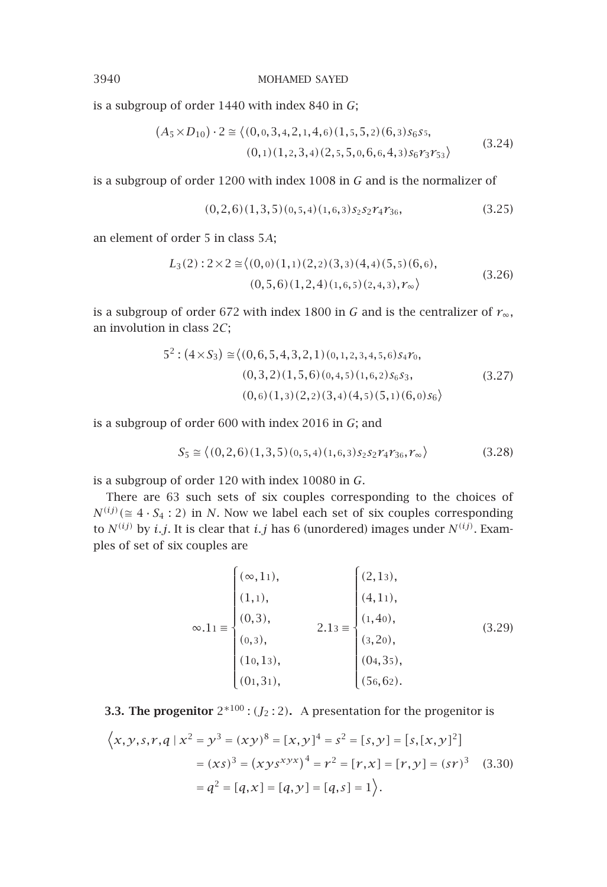is a subgroup of order 1440 with index 840 in $G$;

$$(A_5 \times D_{10}) \cdot 2 \cong \langle (0,\mathrm{0},3,\mathrm{4},2,\mathrm{1},4,\mathrm{6})(1,\mathrm{5},5,\mathrm{2})(6,\mathrm{3})s_6 s_{\mathrm{5}}, \\ (0,\mathrm{1})(1,\mathrm{2},3,\mathrm{4})(2,\mathrm{5},5,\mathrm{0},6,\mathrm{6},4,\mathrm{3})s_6 r_3 r_{5\mathrm{3}} \rangle \tag{3.24}$$

is a subgroup of order 1200 with index 1008 in $G$ and is the normalizer of

$$(0,2,6)(1,3,5)(\mathrm{0},\mathrm{5},\mathrm{4})(\mathrm{1},\mathrm{6},\mathrm{3})s_2 s_{\mathrm{2}} r_4 r_{3\mathrm{6}}, \tag{3.25}$$

an element of order 5 in class 5$A$;

$$L_3(2):2\times 2 \cong \langle (0,\mathrm{0})(1,\mathrm{1})(2,\mathrm{2})(3,\mathrm{3})(4,\mathrm{4})(5,\mathrm{5})(6,\mathrm{6}), \\ (0,5,6)(1,2,4)(\mathrm{1},\mathrm{6},\mathrm{5})(\mathrm{2},\mathrm{4},\mathrm{3}), r_\infty \rangle \tag{3.26}$$

is a subgroup of order 672 with index 1800 in $G$ and is the centralizer of $r_\infty$, an involution in class 2$C$;

$$5^2:(4\times S_3) \cong \langle (0,6,5,4,3,2,1)(\mathrm{0},\mathrm{1},\mathrm{2},\mathrm{3},\mathrm{4},\mathrm{5},\mathrm{6})s_4 r_0, \\ (0,3,2)(1,5,6)(\mathrm{0},\mathrm{4},\mathrm{5})(\mathrm{1},\mathrm{6},\mathrm{2})s_6 s_3, \\ (0,\mathrm{6})(1,\mathrm{3})(2,\mathrm{2})(3,\mathrm{4})(4,\mathrm{5})(5,\mathrm{1})(6,\mathrm{0})s_6 \rangle \tag{3.27}$$

is a subgroup of order 600 with index 2016 in $G$; and

$$S_5 \cong \langle (0,2,6)(1,3,5)(\mathrm{0},\mathrm{5},\mathrm{4})(\mathrm{1},\mathrm{6},\mathrm{3})s_2 s_{\mathrm{2}} r_4 r_{3\mathrm{6}}, r_\infty \rangle \tag{3.28}$$

is a subgroup of order 120 with index 10080 in $G$.

There are 63 such sets of six couples corresponding to the choices of $N^{(ij)} (\cong 4\cdot S_4:2)$ in $N$. Now we label each set of six couples corresponding to $N^{(ij)}$ by $i.j$. It is clear that $i.j$ has 6 (unordered) images under $N^{(ij)}$. Examples of set of six couples are

$$\infty.1\mathrm{1} \equiv \begin{cases} (\infty,1\mathrm{1}), \\ (1,\mathrm{1}), \\ (0,3), \\ (\mathrm{0},\mathrm{3}), \\ (1\mathrm{0},1\mathrm{3}), \\ (0\mathrm{1},3\mathrm{1}), \end{cases} \qquad 2.1\mathrm{3} \equiv \begin{cases} (2,1\mathrm{3}), \\ (4,1\mathrm{1}), \\ (\mathrm{1},4\mathrm{0}), \\ (\mathrm{3},2\mathrm{0}), \\ (0\mathrm{4},3\mathrm{5}), \\ (5\mathrm{6},6\mathrm{2}). \end{cases} \tag{3.29}$$

**3.3. The progenitor** $2^{*100}:(J_2:2)$**.** A presentation for the progenitor is

$$\Big\langle x,y,s,r,q \mid x^2 = y^3 = (xy)^8 = [x,y]^4 = s^2 = [s,y] = [s,[x,y]^2] \\ = (xs)^3 = (xys^{xyx})^4 = r^2 = [r,x] = [r,y] = (sr)^3 \\ = q^2 = [q,x] = [q,y] = [q,s] = 1 \Big\rangle. \tag{3.30}$$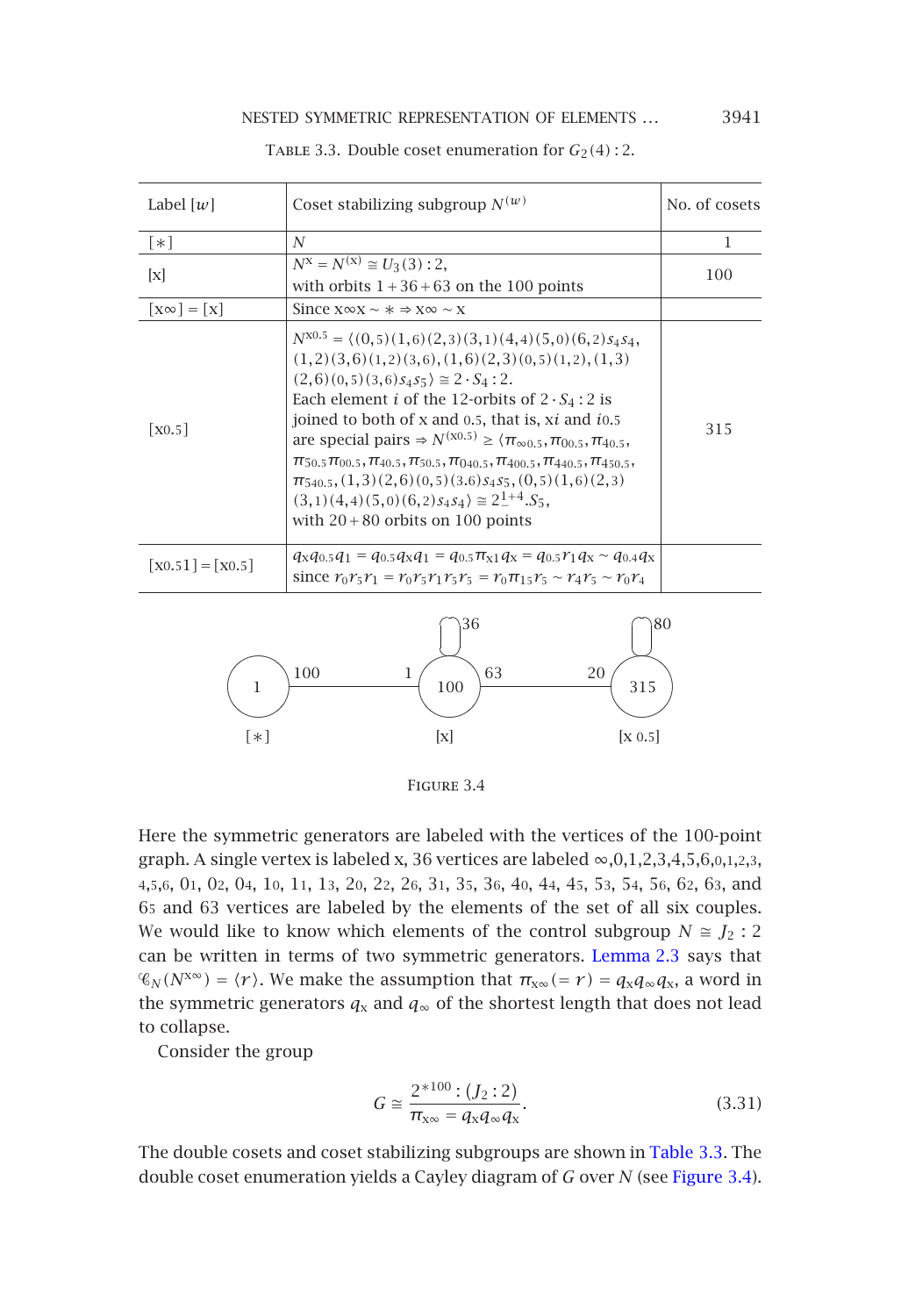Table 3.3. Double coset enumeration for $G_2(4):2$.

| Label $[w]$ | Coset stabilizing subgroup $N^{(w)}$ | No. of cosets |
|---|---|---|
| $[*]$ | $N$ | 1 |
| [x] | $N^{\text{x}} = N^{(\text{x})} \cong U_3(3):2$, with orbits $1+36+63$ on the 100 points | 100 |
| $[\text{x}\infty] = [\text{x}]$ | Since $\text{x}\infty\text{x} \sim * \Rightarrow \text{x}\infty \sim \text{x}$ | |
| $[\text{x}0.5]$ | $N^{\text{x}0.5} = \langle (0,5)(1,6)(2,3)(3,1)(4,4)(5,0)(6,2)s_4s_4, (1,2)(3,6)(1,2)(3,6), (1,6)(2,3)(0,5)(1,2), (1,3)(2,6)(0,5)(3,6)s_4s_5 \rangle \cong 2\cdot S_4:2$. Each element $i$ of the 12-orbits of $2\cdot S_4:2$ is joined to both of x and 0.5, that is, x$i$ and $i$0.5 are special pairs $\Rightarrow N^{(\text{x}0.5)} \geq \langle \pi_{\infty 0.5}, \pi_{00.5}, \pi_{40.5}, \pi_{50.5}\pi_{00.5}, \pi_{40.5}, \pi_{50.5}, \pi_{040.5}, \pi_{400.5}, \pi_{440.5}, \pi_{450.5}, \pi_{540.5}, (1,3)(2,6)(0,5)(3.6)s_4s_5, (0,5)(1,6)(2,3)(3,1)(4,4)(5,0)(6,2)s_4s_4 \rangle \cong 2_-^{1+4}.S_5$, with $20+80$ orbits on 100 points | 315 |
| $[\text{x}0.51] = [\text{x}0.5]$ | $q_{\text{x}}q_{0.5}q_1 = q_{0.5}q_{\text{x}}q_1 = q_{0.5}\pi_{\text{x}1}q_{\text{x}} = q_{0.5}r_1q_{\text{x}} \sim q_{0.4}q_{\text{x}}$ since $r_0r_5r_1 = r_0r_5r_1r_5r_5 = r_0\pi_{15}r_5 \sim r_4r_5 \sim r_0r_4$ | |

Figure 3.4

Here the symmetric generators are labeled with the vertices of the 100-point graph. A single vertex is labeled x, 36 vertices are labeled ∞,0,1,2,3,4,5,6,0,1,2,3, 4,5,6, 01, 02, 04, 10, 11, 13, 20, 22, 26, 31, 35, 36, 40, 44, 45, 53, 54, 56, 62, 63, and 65 and 63 vertices are labeled by the elements of the set of all six couples. We would like to know which elements of the control subgroup $N \cong J_2:2$ can be written in terms of two symmetric generators. Lemma 2.3 says that $\mathscr{C}_N(N^{\text{x}\infty}) = \langle r \rangle$. We make the assumption that $\pi_{\text{x}\infty}(=r) = q_{\text{x}}q_\infty q_{\text{x}}$, a word in the symmetric generators $q_{\text{x}}$ and $q_\infty$ of the shortest length that does not lead to collapse.

Consider the group

$$G \cong \frac{2^{*100}:(J_2:2)}{\pi_{\text{x}\infty} = q_{\text{x}}q_\infty q_{\text{x}}}. \tag{3.31}$$

The double cosets and coset stabilizing subgroups are shown in Table 3.3. The double coset enumeration yields a Cayley diagram of $G$ over $N$ (see Figure 3.4).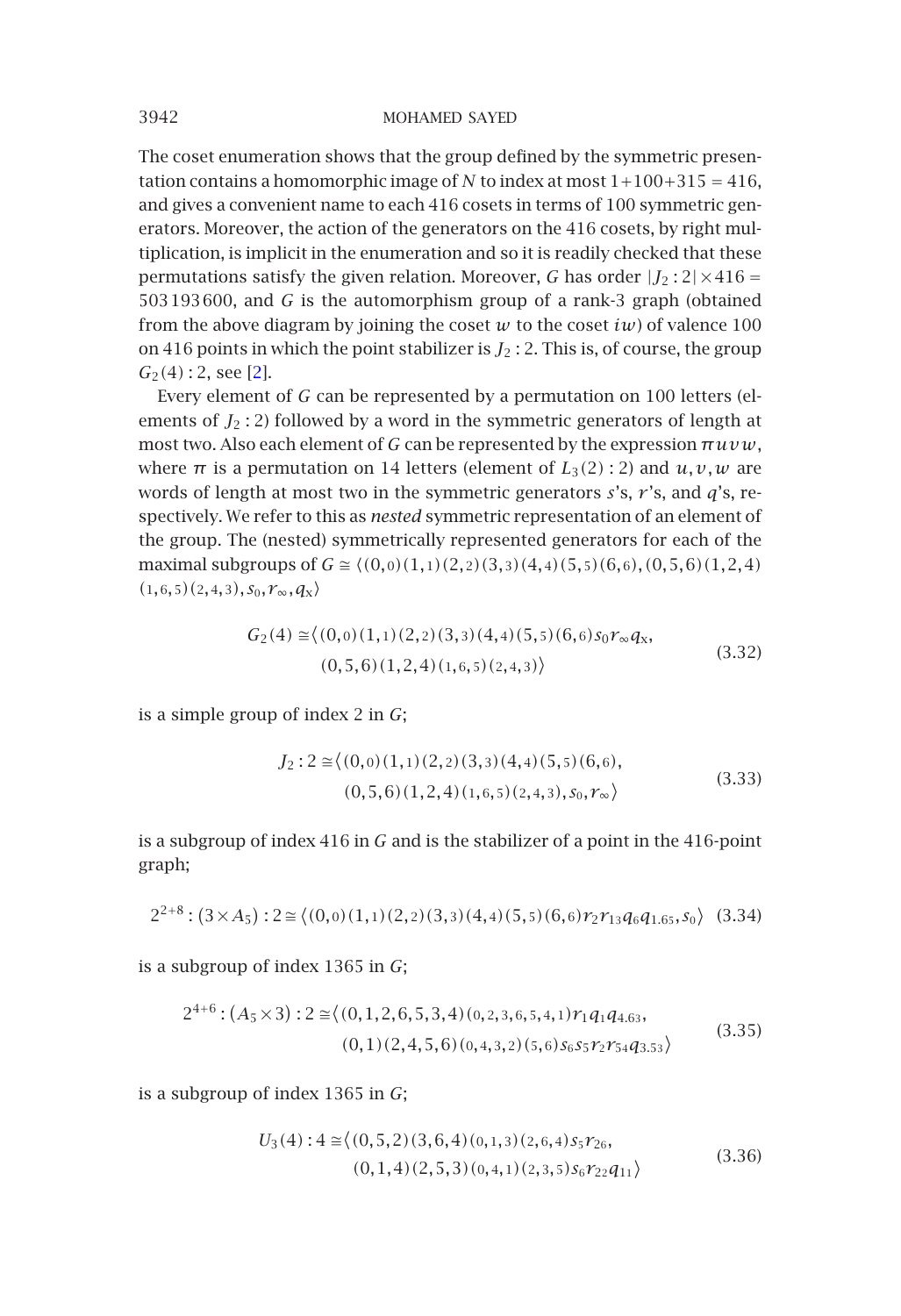The coset enumeration shows that the group defined by the symmetric presentation contains a homomorphic image of $N$ to index at most $1+100+315 = 416$, and gives a convenient name to each 416 cosets in terms of 100 symmetric generators. Moreover, the action of the generators on the 416 cosets, by right multiplication, is implicit in the enumeration and so it is readily checked that these permutations satisfy the given relation. Moreover, $G$ has order $|J_2:2|\times 416 = 503\,193\,600$, and $G$ is the automorphism group of a rank-3 graph (obtained from the above diagram by joining the coset $w$ to the coset $iw$) of valence 100 on 416 points in which the point stabilizer is $J_2:2$. This is, of course, the group $G_2(4):2$, see [2].

Every element of $G$ can be represented by a permutation on 100 letters (elements of $J_2:2$) followed by a word in the symmetric generators of length at most two. Also each element of $G$ can be represented by the expression $\pi uvw$, where $\pi$ is a permutation on 14 letters (element of $L_3(2):2$) and $u, v, w$ are words of length at most two in the symmetric generators $s$'s, $r$'s, and $q$'s, respectively. We refer to this as *nested* symmetric representation of an element of the group. The (nested) symmetrically represented generators for each of the maximal subgroups of $G \cong \langle (0,0)(1,1)(2,2)(3,3)(4,4)(5,5)(6,6), (0,5,6)(1,2,4)(1,6,5)(2,4,3), s_0, r_\infty, q_x\rangle$

$$G_2(4) \cong \langle (0,0)(1,1)(2,2)(3,3)(4,4)(5,5)(6,6)s_0r_\infty q_x,\\ (0,5,6)(1,2,4)(1,6,5)(2,4,3)\rangle \tag{3.32}$$

is a simple group of index 2 in $G$;

$$J_2:2 \cong \langle (0,0)(1,1)(2,2)(3,3)(4,4)(5,5)(6,6),\\ (0,5,6)(1,2,4)(1,6,5)(2,4,3), s_0, r_\infty\rangle \tag{3.33}$$

is a subgroup of index 416 in $G$ and is the stabilizer of a point in the 416-point graph;

$$2^{2+8}:(3\times A_5):2 \cong \langle (0,0)(1,1)(2,2)(3,3)(4,4)(5,5)(6,6)r_2r_{13}q_6q_{1.65}, s_0\rangle \tag{3.34}$$

is a subgroup of index 1365 in $G$;

$$2^{4+6}:(A_5\times 3):2 \cong \langle (0,1,2,6,5,3,4)(0,2,3,6,5,4,1)r_1q_1q_{4.63},\\ (0,1)(2,4,5,6)(0,4,3,2)(5,6)s_6s_5r_2r_{54}q_{3.53}\rangle \tag{3.35}$$

is a subgroup of index 1365 in $G$;

$$U_3(4):4 \cong \langle (0,5,2)(3,6,4)(0,1,3)(2,6,4)s_5r_{26},\\ (0,1,4)(2,5,3)(0,4,1)(2,3,5)s_6r_{22}q_{11}\rangle \tag{3.36}$$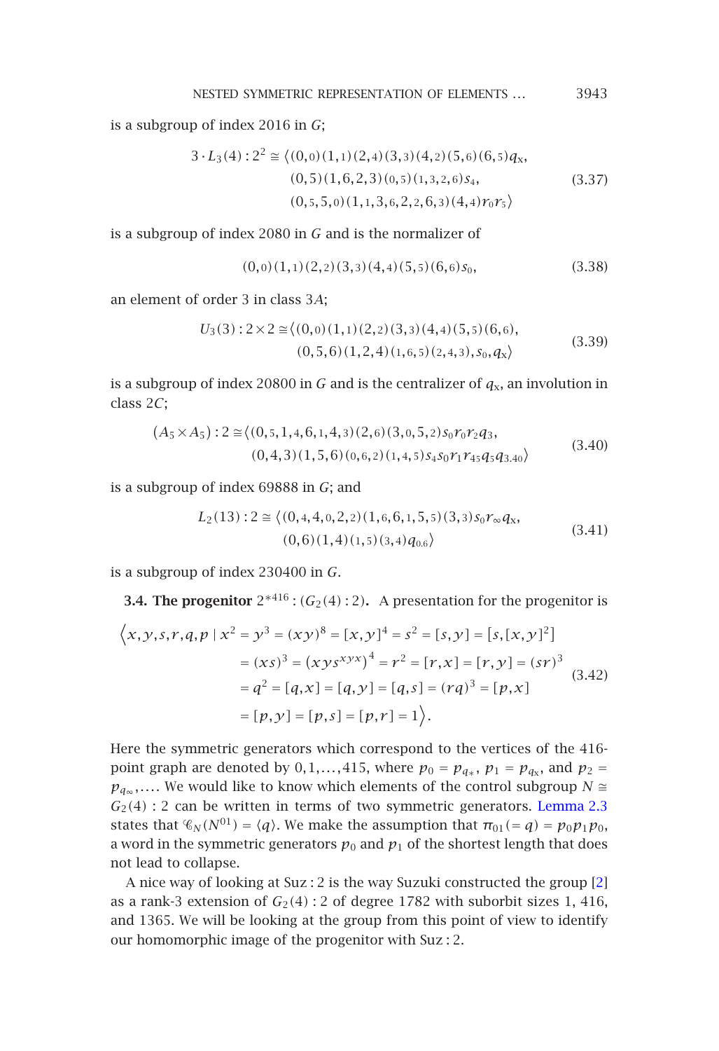is a subgroup of index 2016 in $G$;

$$3\cdot L_3(4):2^2 \cong \langle (0,0)(1,1)(2,4)(3,3)(4,2)(5,6)(6,5)q_x,\; (0,5)(1,6,2,3)(0,5)(1,3,2,6)s_4,\; (0,5,5,0)(1,1,3,6,2,2,6,3)(4,4)r_0r_5\rangle \tag{3.37}$$

is a subgroup of index 2080 in $G$ and is the normalizer of

$$(0,0)(1,1)(2,2)(3,3)(4,4)(5,5)(6,6)s_0, \tag{3.38}$$

an element of order 3 in class 3$A$;

$$U_3(3):2\times 2 \cong \langle (0,0)(1,1)(2,2)(3,3)(4,4)(5,5)(6,6),\; (0,5,6)(1,2,4)(1,6,5)(2,4,3),s_0,q_x\rangle \tag{3.39}$$

is a subgroup of index 20800 in $G$ and is the centralizer of $q_x$, an involution in class 2$C$;

$$(A_5\times A_5):2 \cong \langle (0,5,1,4,6,1,4,3)(2,6)(3,0,5,2)s_0r_0r_2q_3,\; (0,4,3)(1,5,6)(0,6,2)(1,4,5)s_4s_0r_1r_{45}q_5q_{3.40}\rangle \tag{3.40}$$

is a subgroup of index 69888 in $G$; and

$$L_2(13):2 \cong \langle (0,4,4,0,2,2)(1,6,6,1,5,5)(3,3)s_0r_\infty q_x,\; (0,6)(1,4)(1,5)(3,4)q_{0.6}\rangle \tag{3.41}$$

is a subgroup of index 230400 in $G$.

**3.4. The progenitor $2^{*416}:(G_2(4):2)$.** A presentation for the progenitor is

$$\begin{aligned}\Big\langle x,y,s,r,q,p \mid x^2 &= y^3=(xy)^8=[x,y]^4=s^2=[s,y]=[s,[x,y]^2]\\ &=(xs)^3=(xys^{xyx})^4=r^2=[r,x]=[r,y]=(sr)^3\\ &=q^2=[q,x]=[q,y]=[q,s]=(rq)^3=[p,x]\\ &=[p,y]=[p,s]=[p,r]=1\Big\rangle.\end{aligned} \tag{3.42}$$

Here the symmetric generators which correspond to the vertices of the 416-point graph are denoted by $0,1,\ldots,415$, where $p_0=p_{q_*}$, $p_1=p_{q_x}$, and $p_2=p_{q_\infty},\ldots$. We would like to know which elements of the control subgroup $N\cong G_2(4):2$ can be written in terms of two symmetric generators. Lemma 2.3 states that $\mathscr{C}_N(N^{01})=\langle q\rangle$. We make the assumption that $\pi_{01}(=q)=p_0p_1p_0$, a word in the symmetric generators $p_0$ and $p_1$ of the shortest length that does not lead to collapse.

A nice way of looking at Suz : 2 is the way Suzuki constructed the group [2] as a rank-3 extension of $G_2(4):2$ of degree 1782 with suborbit sizes 1, 416, and 1365. We will be looking at the group from this point of view to identify our homomorphic image of the progenitor with Suz : 2.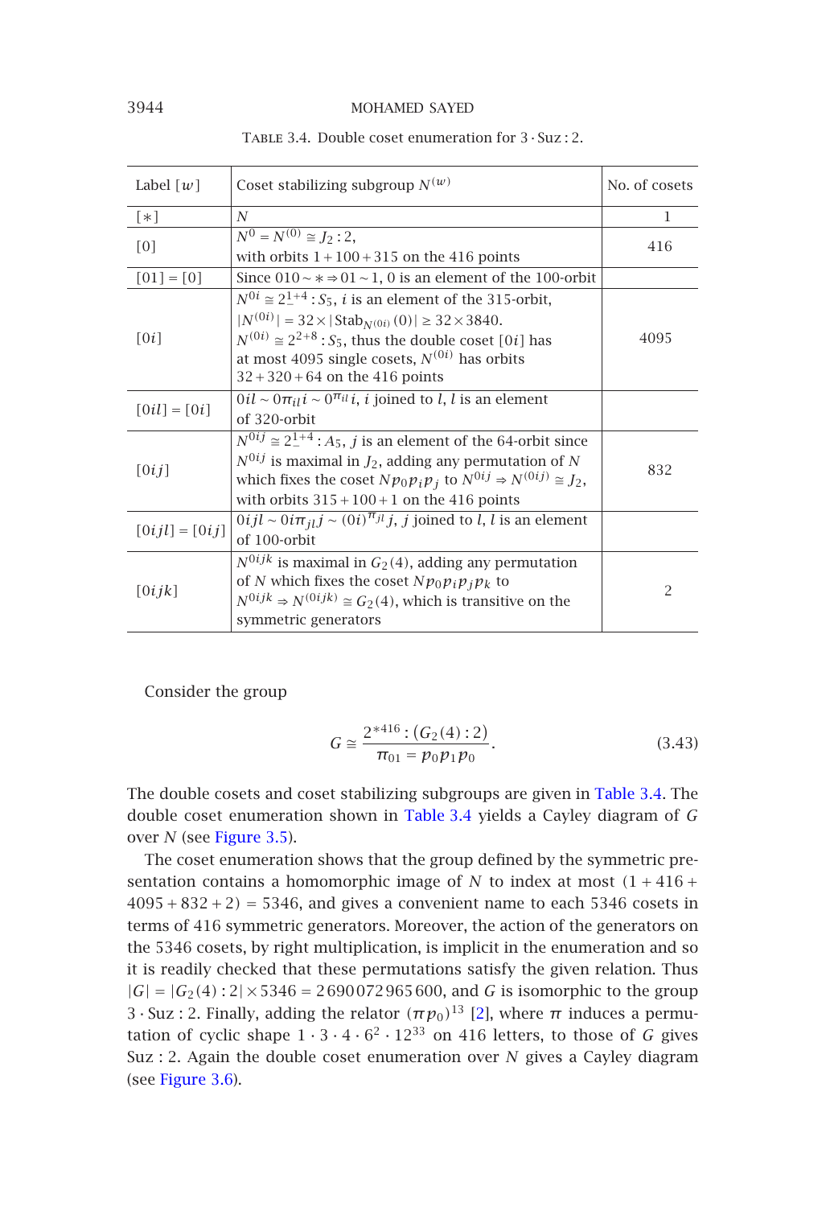Table 3.4. Double coset enumeration for $3 \cdot \mathrm{Suz} : 2$.

| Label $[w]$ | Coset stabilizing subgroup $N^{(w)}$ | No. of cosets |
|---|---|---|
| $[*]$ | $N$ | 1 |
| $[0]$ | $N^0 = N^{(0)} \cong J_2 : 2$, with orbits $1 + 100 + 315$ on the 416 points | 416 |
| $[01] = [0]$ | Since $010 \sim * \Rightarrow 01 \sim 1$, 0 is an element of the 100-orbit | |
| $[0i]$ | $N^{0i} \cong 2_-^{1+4} : S_5$, $i$ is an element of the 315-orbit, $\lvert N^{(0i)} \rvert = 32 \times \lvert \mathrm{Stab}_{N^{(0i)}}(0) \rvert \geq 32 \times 3840$. $N^{(0i)} \cong 2^{2+8} : S_5$, thus the double coset $[0i]$ has at most 4095 single cosets, $N^{(0i)}$ has orbits $32 + 320 + 64$ on the 416 points | 4095 |
| $[0il] = [0i]$ | $0il \sim 0\pi_{il} i \sim 0^{\pi_{il}} i$, $i$ joined to $l$, $l$ is an element of 320-orbit | |
| $[0ij]$ | $N^{0ij} \cong 2_-^{1+4} : A_5$, $j$ is an element of the 64-orbit since $N^{0ij}$ is maximal in $J_2$, adding any permutation of $N$ which fixes the coset $Np_0 p_i p_j$ to $N^{0ij} \Rightarrow N^{(0ij)} \cong J_2$, with orbits $315 + 100 + 1$ on the 416 points | 832 |
| $[0ijl] = [0ij]$ | $0ijl \sim 0i\pi_{jl} j \sim (0i)^{\pi_{jl}} j$, $j$ joined to $l$, $l$ is an element of 100-orbit | |
| $[0ijk]$ | $N^{0ijk}$ is maximal in $G_2(4)$, adding any permutation of $N$ which fixes the coset $Np_0 p_i p_j p_k$ to $N^{0ijk} \Rightarrow N^{(0ijk)} \cong G_2(4)$, which is transitive on the symmetric generators | 2 |

Consider the group

$$G \cong \frac{2^{*416} : (G_2(4) : 2)}{\pi_{01} = p_0 p_1 p_0}. \tag{3.43}$$

The double cosets and coset stabilizing subgroups are given in Table 3.4. The double coset enumeration shown in Table 3.4 yields a Cayley diagram of $G$ over $N$ (see Figure 3.5).

The coset enumeration shows that the group defined by the symmetric presentation contains a homomorphic image of $N$ to index at most $(1 + 416 + 4095 + 832 + 2) = 5346$, and gives a convenient name to each 5346 cosets in terms of 416 symmetric generators. Moreover, the action of the generators on the 5346 cosets, by right multiplication, is implicit in the enumeration and so it is readily checked that these permutations satisfy the given relation. Thus $|G| = |G_2(4) : 2| \times 5346 = 2\,690\,072\,965\,600$, and $G$ is isomorphic to the group $3 \cdot \mathrm{Suz} : 2$. Finally, adding the relator $(\pi p_0)^{13}$ [2], where $\pi$ induces a permutation of cyclic shape $1 \cdot 3 \cdot 4 \cdot 6^2 \cdot 12^{33}$ on 416 letters, to those of $G$ gives $\mathrm{Suz} : 2$. Again the double coset enumeration over $N$ gives a Cayley diagram (see Figure 3.6).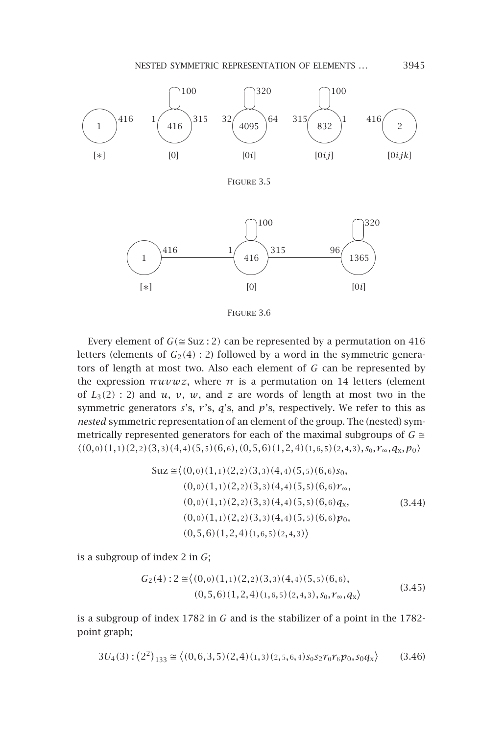FIGURE 3.5

FIGURE 3.6

Every element of $G(\cong \mathrm{Suz}:2)$ can be represented by a permutation on 416 letters (elements of $G_2(4):2$) followed by a word in the symmetric generators of length at most two. Also each element of $G$ can be represented by the expression $\pi u v w z$, where $\pi$ is a permutation on 14 letters (element of $L_3(2):2$) and $u$, $v$, $w$, and $z$ are words of length at most two in the symmetric generators $s$'s, $r$'s, $q$'s, and $p$'s, respectively. We refer to this as *nested* symmetric representation of an element of the group. The (nested) symmetrically represented generators for each of the maximal subgroups of $G \cong \langle (0,{\scriptstyle 0})(1,{\scriptstyle 1})(2,{\scriptstyle 2})(3,{\scriptstyle 3})(4,{\scriptstyle 4})(5,{\scriptstyle 5})(6,{\scriptstyle 6}),(0,5,6)(1,2,4)({\scriptstyle 1,6,5})({\scriptstyle 2,4,3}),s_0,r_\infty,q_{\mathrm{x}},p_0\rangle$

$$\begin{aligned}
\mathrm{Suz} \cong \langle &(0,{\scriptstyle 0})(1,{\scriptstyle 1})(2,{\scriptstyle 2})(3,{\scriptstyle 3})(4,{\scriptstyle 4})(5,{\scriptstyle 5})(6,{\scriptstyle 6})s_0,\\
&(0,{\scriptstyle 0})(1,{\scriptstyle 1})(2,{\scriptstyle 2})(3,{\scriptstyle 3})(4,{\scriptstyle 4})(5,{\scriptstyle 5})(6,{\scriptstyle 6})r_\infty,\\
&(0,{\scriptstyle 0})(1,{\scriptstyle 1})(2,{\scriptstyle 2})(3,{\scriptstyle 3})(4,{\scriptstyle 4})(5,{\scriptstyle 5})(6,{\scriptstyle 6})q_{\mathrm{x}},\\
&(0,{\scriptstyle 0})(1,{\scriptstyle 1})(2,{\scriptstyle 2})(3,{\scriptstyle 3})(4,{\scriptstyle 4})(5,{\scriptstyle 5})(6,{\scriptstyle 6})p_0,\\
&(0,5,6)(1,2,4)({\scriptstyle 1,6,5})({\scriptstyle 2,4,3})\rangle
\end{aligned} \tag{3.44}$$

is a subgroup of index 2 in $G$;

$$\begin{aligned}
G_2(4):2 \cong \langle &(0,{\scriptstyle 0})(1,{\scriptstyle 1})(2,{\scriptstyle 2})(3,{\scriptstyle 3})(4,{\scriptstyle 4})(5,{\scriptstyle 5})(6,{\scriptstyle 6}),\\
&(0,5,6)(1,2,4)({\scriptstyle 1,6,5})({\scriptstyle 2,4,3}),s_0,r_\infty,q_{\mathrm{x}}\rangle
\end{aligned} \tag{3.45}$$

is a subgroup of index 1782 in $G$ and is the stabilizer of a point in the 1782-point graph;

$$3U_4(3):(2^2)_{133} \cong \langle (0,6,3,5)(2,4)({\scriptstyle 1,3})({\scriptstyle 2,5,6,4})s_0s_2r_{\scriptstyle 0}r_{\scriptstyle 6}p_0,s_0q_{\mathrm{x}}\rangle \tag{3.46}$$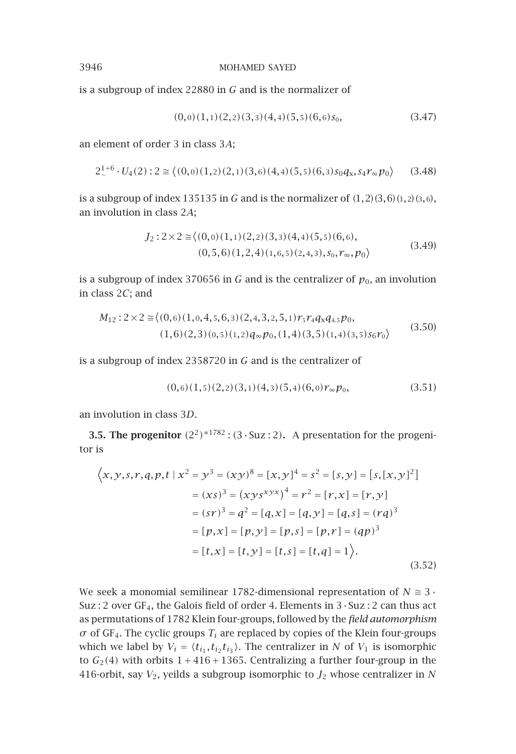is a subgroup of index 22880 in $G$ and is the normalizer of

$$(0,0)(1,1)(2,2)(3,3)(4,4)(5,5)(6,6)s_0, \tag{3.47}$$

an element of order 3 in class 3$A$;

$$2_{-}^{1+6}\cdot U_4(2):2 \cong \langle (0,0)(1,2)(2,1)(3,6)(4,4)(5,5)(6,3)s_0q_x, s_4r_\infty p_0\rangle \tag{3.48}$$

is a subgroup of index 135135 in $G$ and is the normalizer of $(1,2)(3,6)(1,2)(3,6)$, an involution in class 2$A$;

$$\begin{aligned} J_2:2\times 2 \cong \langle &(0,0)(1,1)(2,2)(3,3)(4,4)(5,5)(6,6),\\ &(0,5,6)(1,2,4)(1,6,5)(2,4,3), s_0, r_\infty, p_0\rangle \end{aligned} \tag{3.49}$$

is a subgroup of index 370656 in $G$ and is the centralizer of $p_0$, an involution in class 2$C$; and

$$\begin{aligned} M_{12}:2\times 2 \cong \langle &(0,6)(1,0,4,5,6,3)(2,4,3,2,5,1)r_5r_4q_xq_{4.5}p_0,\\ &(1,6)(2,3)(0,5)(1,2)q_\infty p_0, (1,4)(3,5)(1,4)(3,5)s_6r_0\rangle \end{aligned} \tag{3.50}$$

is a subgroup of index 2358720 in $G$ and is the centralizer of

$$(0,6)(1,5)(2,2)(3,1)(4,3)(5,4)(6,0)r_\infty p_0, \tag{3.51}$$

an involution in class 3$D$.

**3.5. The progenitor $(2^2)^{*1782}:(3\cdot \mathrm{Suz}:2)$.** A presentation for the progenitor is

$$\begin{aligned} \Big\langle x,y,s,r,q,p,t \mid x^2 &= y^3 = (xy)^8 = [x,y]^4 = s^2 = [s,y] = [s,[x,y]^2]\\ &= (xs)^3 = \left(xys^{xyx}\right)^4 = r^2 = [r,x] = [r,y]\\ &= (sr)^3 = q^2 = [q,x] = [q,y] = [q,s] = (rq)^3\\ &= [p,x] = [p,y] = [p,s] = [p,r] = (qp)^3\\ &= [t,x] = [t,y] = [t,s] = [t,q] = 1\Big\rangle. \end{aligned} \tag{3.52}$$

We seek a monomial semilinear 1782-dimensional representation of $N \cong 3\cdot \mathrm{Suz}:2$ over $\mathrm{GF}_4$, the Galois field of order 4. Elements in $3\cdot\mathrm{Suz}:2$ can thus act as permutations of 1782 Klein four-groups, followed by the *field automorphism* $\sigma$ of $\mathrm{GF}_4$. The cyclic groups $T_i$ are replaced by copies of the Klein four-groups which we label by $V_i = \langle t_{i_1}, t_{i_2}t_{i_3}\rangle$. The centralizer in $N$ of $V_1$ is isomorphic to $G_2(4)$ with orbits $1+416+1365$. Centralizing a further four-group in the 416-orbit, say $V_2$, yeilds a subgroup isomorphic to $J_2$ whose centralizer in $N$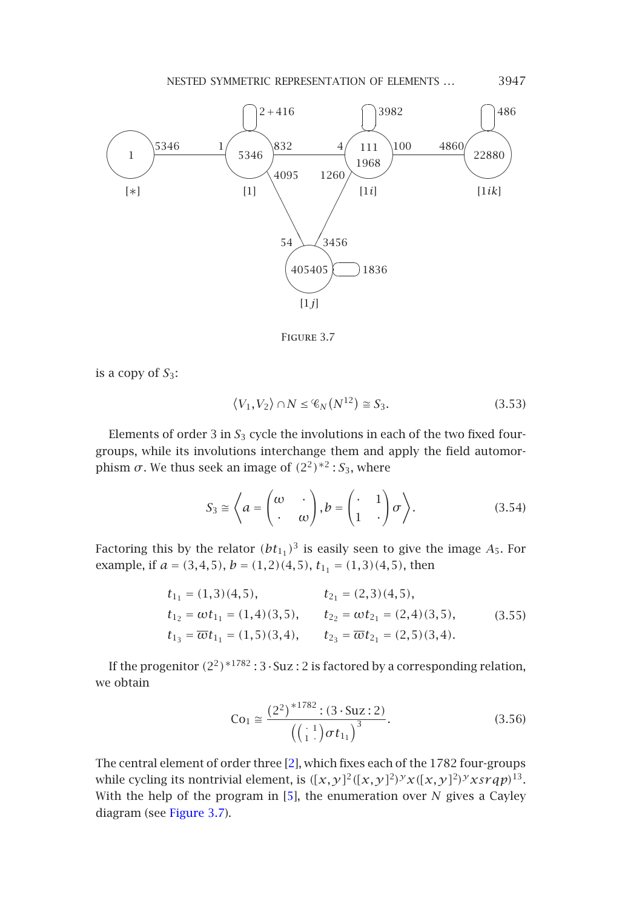FIGURE 3.7

is a copy of $S_3$:

$$\langle V_1, V_2 \rangle \cap N \leq \mathscr{C}_N(N^{12}) \cong S_3. \tag{3.53}$$

Elements of order 3 in $S_3$ cycle the involutions in each of the two fixed four-groups, while its involutions interchange them and apply the field automorphism $\sigma$. We thus seek an image of $(2^2)^{*2} : S_3$, where

$$S_3 \cong \left\langle a = \begin{pmatrix} \omega & \cdot \\ \cdot & \omega \end{pmatrix}, b = \begin{pmatrix} \cdot & 1 \\ 1 & \cdot \end{pmatrix} \sigma \right\rangle. \tag{3.54}$$

Factoring this by the relator $(bt_{1_1})^3$ is easily seen to give the image $A_5$. For example, if $a = (3,4,5)$, $b = (1,2)(4,5)$, $t_{1_1} = (1,3)(4,5)$, then

$$\begin{aligned}
t_{1_1} &= (1,3)(4,5), & t_{2_1} &= (2,3)(4,5), \\
t_{1_2} &= \omega t_{1_1} = (1,4)(3,5), & t_{2_2} &= \omega t_{2_1} = (2,4)(3,5), \\
t_{1_3} &= \overline{\omega} t_{1_1} = (1,5)(3,4), & t_{2_3} &= \overline{\omega} t_{2_1} = (2,5)(3,4).
\end{aligned} \tag{3.55}$$

If the progenitor $(2^2)^{*1782} : 3 \cdot \text{Suz} : 2$ is factored by a corresponding relation, we obtain

$$\text{Co}_1 \cong \frac{(2^2)^{*1782} : (3 \cdot \text{Suz} : 2)}{\left( \left( \begin{smallmatrix} \cdot & 1 \\ 1 & \cdot \end{smallmatrix} \right) \sigma t_{1_1} \right)^3}. \tag{3.56}$$

The central element of order three [2], which fixes each of the 1782 four-groups while cycling its nontrivial element, is $([x,y]^2([x,y]^2)^y x([x,y]^2)^y xsrqp)^{13}$. With the help of the program in [5], the enumeration over $N$ gives a Cayley diagram (see Figure 3.7).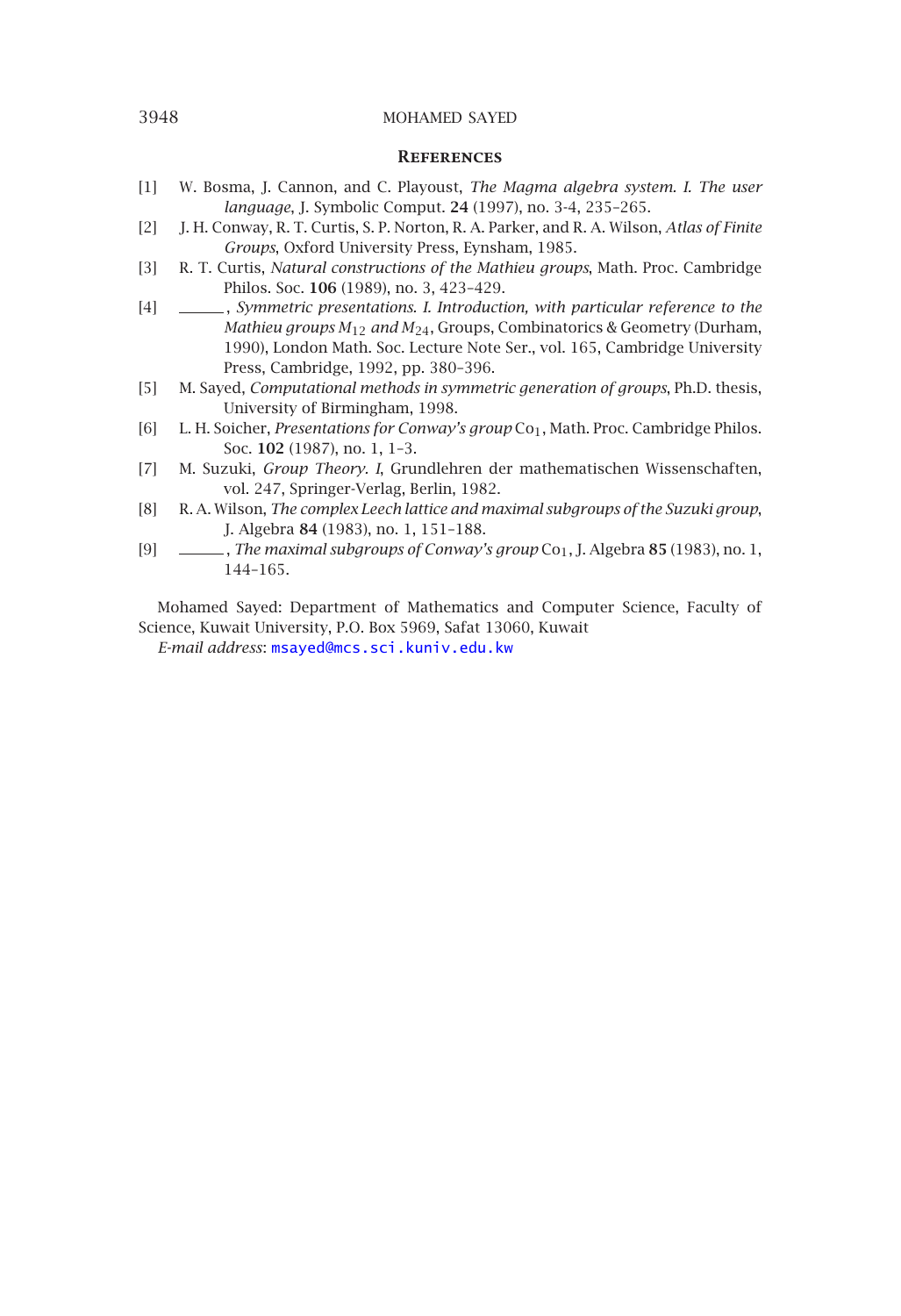## References

[1] W. Bosma, J. Cannon, and C. Playoust, *The Magma algebra system. I. The user language*, J. Symbolic Comput. **24** (1997), no. 3-4, 235–265.

[2] J. H. Conway, R. T. Curtis, S. P. Norton, R. A. Parker, and R. A. Wilson, *Atlas of Finite Groups*, Oxford University Press, Eynsham, 1985.

[3] R. T. Curtis, *Natural constructions of the Mathieu groups*, Math. Proc. Cambridge Philos. Soc. **106** (1989), no. 3, 423–429.

[4] ______, *Symmetric presentations. I. Introduction, with particular reference to the Mathieu groups $M_{12}$ and $M_{24}$*, Groups, Combinatorics & Geometry (Durham, 1990), London Math. Soc. Lecture Note Ser., vol. 165, Cambridge University Press, Cambridge, 1992, pp. 380–396.

[5] M. Sayed, *Computational methods in symmetric generation of groups*, Ph.D. thesis, University of Birmingham, 1998.

[6] L. H. Soicher, *Presentations for Conway's group* $\mathrm{Co}_1$, Math. Proc. Cambridge Philos. Soc. **102** (1987), no. 1, 1–3.

[7] M. Suzuki, *Group Theory. I*, Grundlehren der mathematischen Wissenschaften, vol. 247, Springer-Verlag, Berlin, 1982.

[8] R. A. Wilson, *The complex Leech lattice and maximal subgroups of the Suzuki group*, J. Algebra **84** (1983), no. 1, 151–188.

[9] ______, *The maximal subgroups of Conway's group* $\mathrm{Co}_1$, J. Algebra **85** (1983), no. 1, 144–165.

Mohamed Sayed: Department of Mathematics and Computer Science, Faculty of Science, Kuwait University, P.O. Box 5969, Safat 13060, Kuwait

*E-mail address*: msayed@mcs.sci.kuniv.edu.kw